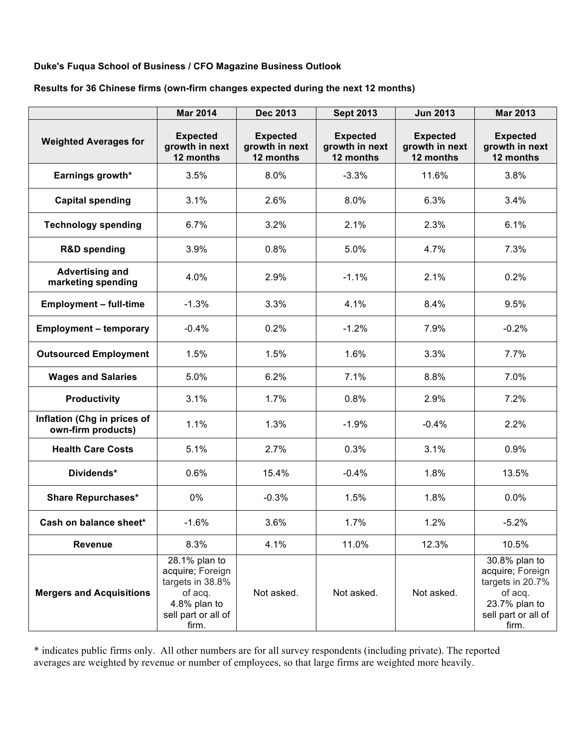**Duke's Fuqua School of Business / CFO Magazine Business Outlook**

**Results for 36 Chinese firms (own-firm changes expected during the next 12 months)**

| | Mar 2014 | Dec 2013 | Sept 2013 | Jun 2013 | Mar 2013 |
|---|---|---|---|---|---|
| **Weighted Averages for** | **Expected growth in next 12 months** | **Expected growth in next 12 months** | **Expected growth in next 12 months** | **Expected growth in next 12 months** | **Expected growth in next 12 months** |
| **Earnings growth*** | 3.5% | 8.0% | -3.3% | 11.6% | 3.8% |
| **Capital spending** | 3.1% | 2.6% | 8.0% | 6.3% | 3.4% |
| **Technology spending** | 6.7% | 3.2% | 2.1% | 2.3% | 6.1% |
| **R&D spending** | 3.9% | 0.8% | 5.0% | 4.7% | 7.3% |
| **Advertising and marketing spending** | 4.0% | 2.9% | -1.1% | 2.1% | 0.2% |
| **Employment – full-time** | -1.3% | 3.3% | 4.1% | 8.4% | 9.5% |
| **Employment – temporary** | -0.4% | 0.2% | -1.2% | 7.9% | -0.2% |
| **Outsourced Employment** | 1.5% | 1.5% | 1.6% | 3.3% | 7.7% |
| **Wages and Salaries** | 5.0% | 6.2% | 7.1% | 8.8% | 7.0% |
| **Productivity** | 3.1% | 1.7% | 0.8% | 2.9% | 7.2% |
| **Inflation (Chg in prices of own-firm products)** | 1.1% | 1.3% | -1.9% | -0.4% | 2.2% |
| **Health Care Costs** | 5.1% | 2.7% | 0.3% | 3.1% | 0.9% |
| **Dividends*** | 0.6% | 15.4% | -0.4% | 1.8% | 13.5% |
| **Share Repurchases*** | 0% | -0.3% | 1.5% | 1.8% | 0.0% |
| **Cash on balance sheet*** | -1.6% | 3.6% | 1.7% | 1.2% | -5.2% |
| **Revenue** | 8.3% | 4.1% | 11.0% | 12.3% | 10.5% |
| **Mergers and Acquisitions** | 28.1% plan to acquire; Foreign targets in 38.8% of acq. 4.8% plan to sell part or all of firm. | Not asked. | Not asked. | Not asked. | 30.8% plan to acquire; Foreign targets in 20.7% of acq. 23.7% plan to sell part or all of firm. |

* indicates public firms only. All other numbers are for all survey respondents (including private). The reported averages are weighted by revenue or number of employees, so that large firms are weighted more heavily.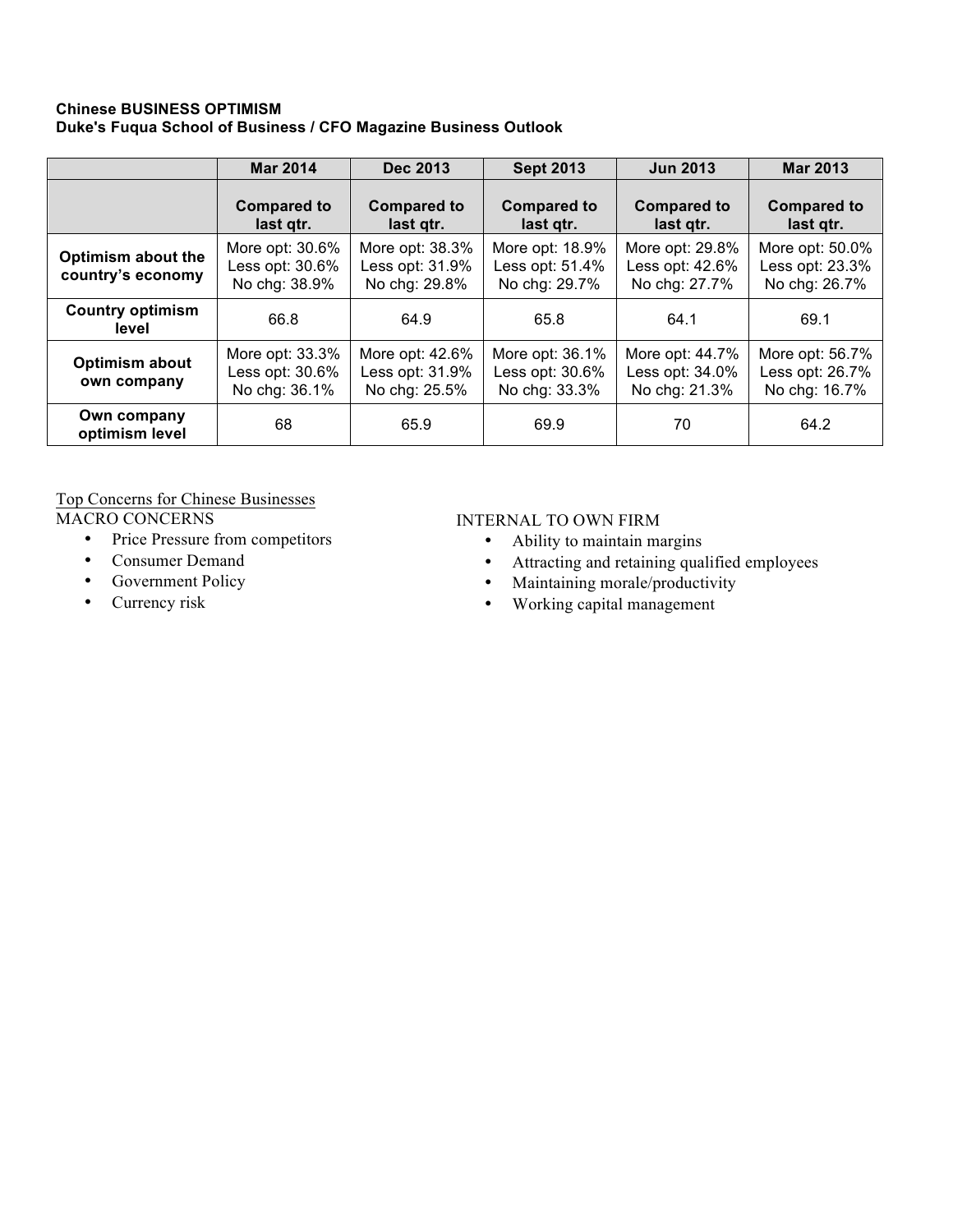**Chinese BUSINESS OPTIMISM**
**Duke's Fuqua School of Business / CFO Magazine Business Outlook**

| | Mar 2014 | Dec 2013 | Sept 2013 | Jun 2013 | Mar 2013 |
|---|---|---|---|---|---|
| | **Compared to last qtr.** | **Compared to last qtr.** | **Compared to last qtr.** | **Compared to last qtr.** | **Compared to last qtr.** |
| **Optimism about the country's economy** | More opt: 30.6%<br>Less opt: 30.6%<br>No chg: 38.9% | More opt: 38.3%<br>Less opt: 31.9%<br>No chg: 29.8% | More opt: 18.9%<br>Less opt: 51.4%<br>No chg: 29.7% | More opt: 29.8%<br>Less opt: 42.6%<br>No chg: 27.7% | More opt: 50.0%<br>Less opt: 23.3%<br>No chg: 26.7% |
| **Country optimism level** | 66.8 | 64.9 | 65.8 | 64.1 | 69.1 |
| **Optimism about own company** | More opt: 33.3%<br>Less opt: 30.6%<br>No chg: 36.1% | More opt: 42.6%<br>Less opt: 31.9%<br>No chg: 25.5% | More opt: 36.1%<br>Less opt: 30.6%<br>No chg: 33.3% | More opt: 44.7%<br>Less opt: 34.0%<br>No chg: 21.3% | More opt: 56.7%<br>Less opt: 26.7%<br>No chg: 16.7% |
| **Own company optimism level** | 68 | 65.9 | 69.9 | 70 | 64.2 |

Top Concerns for Chinese Businesses

MACRO CONCERNS

- Price Pressure from competitors
- Consumer Demand
- Government Policy
- Currency risk

INTERNAL TO OWN FIRM

- Ability to maintain margins
- Attracting and retaining qualified employees
- Maintaining morale/productivity
- Working capital management